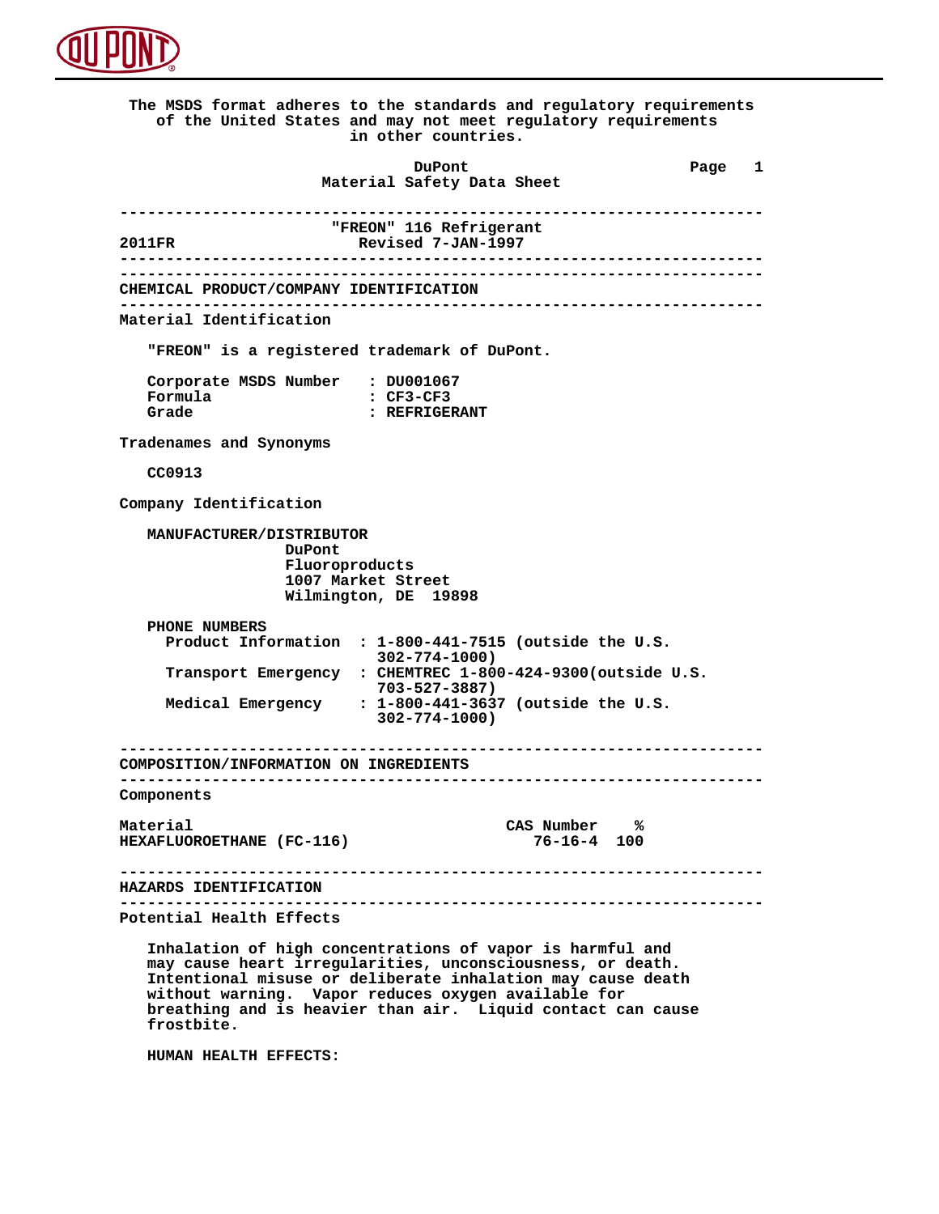The MSDS format adheres to the standards and regulatory requirements of the United States and may not meet regulatory requirements in other countries.

DuPont
Material Safety Data Sheet

"FREON" 116 Refrigerant
2011FR Revised 7-JAN-1997

## CHEMICAL PRODUCT/COMPANY IDENTIFICATION

### Material Identification

"FREON" is a registered trademark of DuPont.

| | |
|---|---|
| Corporate MSDS Number | : DU001067 |
| Formula | : CF3-CF3 |
| Grade | : REFRIGERANT |

### Tradenames and Synonyms

CC0913

### Company Identification

MANUFACTURER/DISTRIBUTOR
DuPont
Fluoroproducts
1007 Market Street
Wilmington, DE 19898

PHONE NUMBERS

| | |
|---|---|
| Product Information | : 1-800-441-7515 (outside the U.S. 302-774-1000) |
| Transport Emergency | : CHEMTREC 1-800-424-9300(outside U.S. 703-527-3887) |
| Medical Emergency | : 1-800-441-3637 (outside the U.S. 302-774-1000) |

## COMPOSITION/INFORMATION ON INGREDIENTS

### Components

| Material | CAS Number | % |
|---|---|---|
| HEXAFLUOROETHANE (FC-116) | 76-16-4 | 100 |

## HAZARDS IDENTIFICATION

### Potential Health Effects

Inhalation of high concentrations of vapor is harmful and may cause heart irregularities, unconsciousness, or death. Intentional misuse or deliberate inhalation may cause death without warning. Vapor reduces oxygen available for breathing and is heavier than air. Liquid contact can cause frostbite.

HUMAN HEALTH EFFECTS: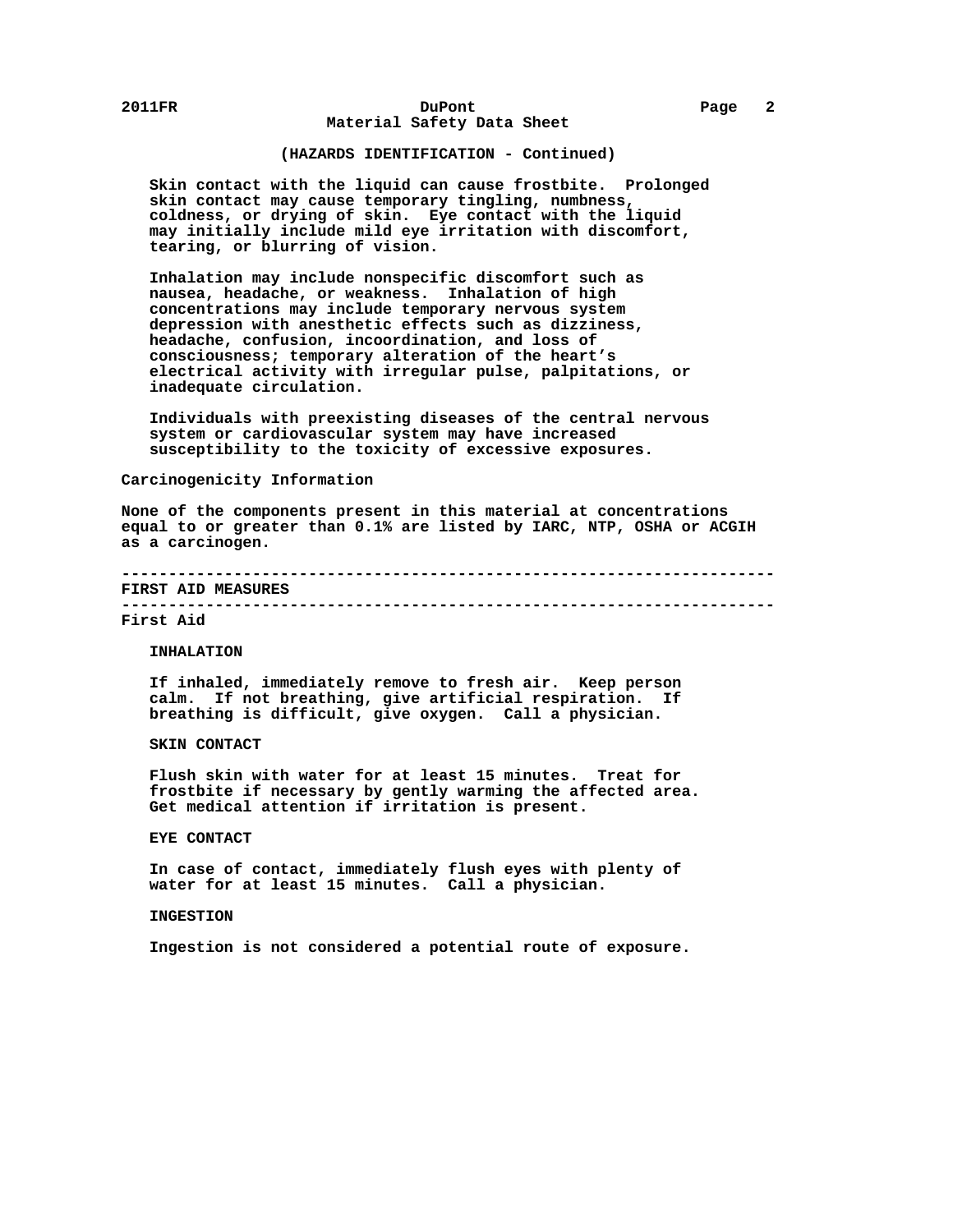(HAZARDS IDENTIFICATION - Continued)

Skin contact with the liquid can cause frostbite. Prolonged skin contact may cause temporary tingling, numbness, coldness, or drying of skin. Eye contact with the liquid may initially include mild eye irritation with discomfort, tearing, or blurring of vision.

Inhalation may include nonspecific discomfort such as nausea, headache, or weakness. Inhalation of high concentrations may include temporary nervous system depression with anesthetic effects such as dizziness, headache, confusion, incoordination, and loss of consciousness; temporary alteration of the heart's electrical activity with irregular pulse, palpitations, or inadequate circulation.

Individuals with preexisting diseases of the central nervous system or cardiovascular system may have increased susceptibility to the toxicity of excessive exposures.

### Carcinogenicity Information

None of the components present in this material at concentrations equal to or greater than 0.1% are listed by IARC, NTP, OSHA or ACGIH as a carcinogen.

---

## FIRST AID MEASURES

---

### First Aid

**INHALATION**

If inhaled, immediately remove to fresh air. Keep person calm. If not breathing, give artificial respiration. If breathing is difficult, give oxygen. Call a physician.

**SKIN CONTACT**

Flush skin with water for at least 15 minutes. Treat for frostbite if necessary by gently warming the affected area. Get medical attention if irritation is present.

**EYE CONTACT**

In case of contact, immediately flush eyes with plenty of water for at least 15 minutes. Call a physician.

**INGESTION**

Ingestion is not considered a potential route of exposure.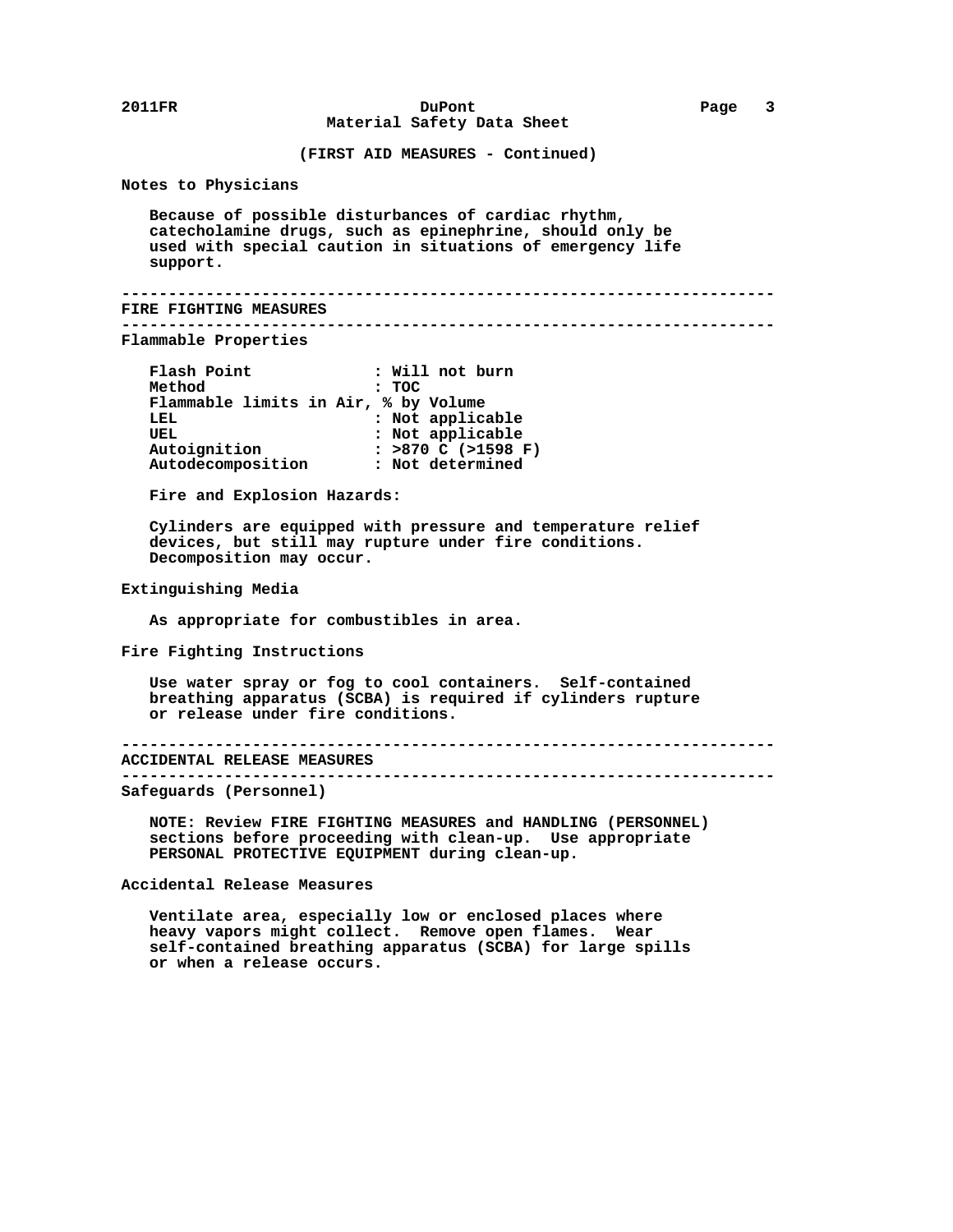(FIRST AID MEASURES - Continued)

### Notes to Physicians

Because of possible disturbances of cardiac rhythm, catecholamine drugs, such as epinephrine, should only be used with special caution in situations of emergency life support.

## FIRE FIGHTING MEASURES

### Flammable Properties

| | |
|---|---|
| Flash Point | : Will not burn |
| Method | : TOC |
| Flammable limits in Air, % by Volume | |
| LEL | : Not applicable |
| UEL | : Not applicable |
| Autoignition | : >870 C (>1598 F) |
| Autodecomposition | : Not determined |

Fire and Explosion Hazards:

Cylinders are equipped with pressure and temperature relief devices, but still may rupture under fire conditions. Decomposition may occur.

### Extinguishing Media

As appropriate for combustibles in area.

### Fire Fighting Instructions

Use water spray or fog to cool containers. Self-contained breathing apparatus (SCBA) is required if cylinders rupture or release under fire conditions.

## ACCIDENTAL RELEASE MEASURES

### Safeguards (Personnel)

NOTE: Review FIRE FIGHTING MEASURES and HANDLING (PERSONNEL) sections before proceeding with clean-up. Use appropriate PERSONAL PROTECTIVE EQUIPMENT during clean-up.

### Accidental Release Measures

Ventilate area, especially low or enclosed places where heavy vapors might collect. Remove open flames. Wear self-contained breathing apparatus (SCBA) for large spills or when a release occurs.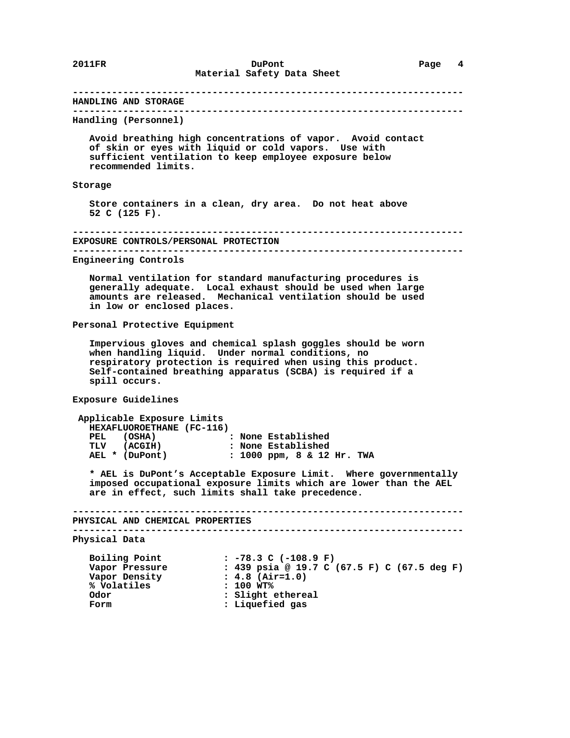## HANDLING AND STORAGE

### Handling (Personnel)

Avoid breathing high concentrations of vapor. Avoid contact of skin or eyes with liquid or cold vapors. Use with sufficient ventilation to keep employee exposure below recommended limits.

### Storage

Store containers in a clean, dry area. Do not heat above 52 C (125 F).

## EXPOSURE CONTROLS/PERSONAL PROTECTION

### Engineering Controls

Normal ventilation for standard manufacturing procedures is generally adequate. Local exhaust should be used when large amounts are released. Mechanical ventilation should be used in low or enclosed places.

### Personal Protective Equipment

Impervious gloves and chemical splash goggles should be worn when handling liquid. Under normal conditions, no respiratory protection is required when using this product. Self-contained breathing apparatus (SCBA) is required if a spill occurs.

### Exposure Guidelines

Applicable Exposure Limits

HEXAFLUOROETHANE (FC-116)

| | |
|---|---|
| PEL (OSHA) | : None Established |
| TLV (ACGIH) | : None Established |
| AEL * (DuPont) | : 1000 ppm, 8 & 12 Hr. TWA |

* AEL is DuPont's Acceptable Exposure Limit. Where governmentally imposed occupational exposure limits which are lower than the AEL are in effect, such limits shall take precedence.

## PHYSICAL AND CHEMICAL PROPERTIES

### Physical Data

| | |
|---|---|
| Boiling Point | : -78.3 C (-108.9 F) |
| Vapor Pressure | : 439 psia @ 19.7 C (67.5 F) C (67.5 deg F) |
| Vapor Density | : 4.8 (Air=1.0) |
| % Volatiles | : 100 WT% |
| Odor | : Slight ethereal |
| Form | : Liquefied gas |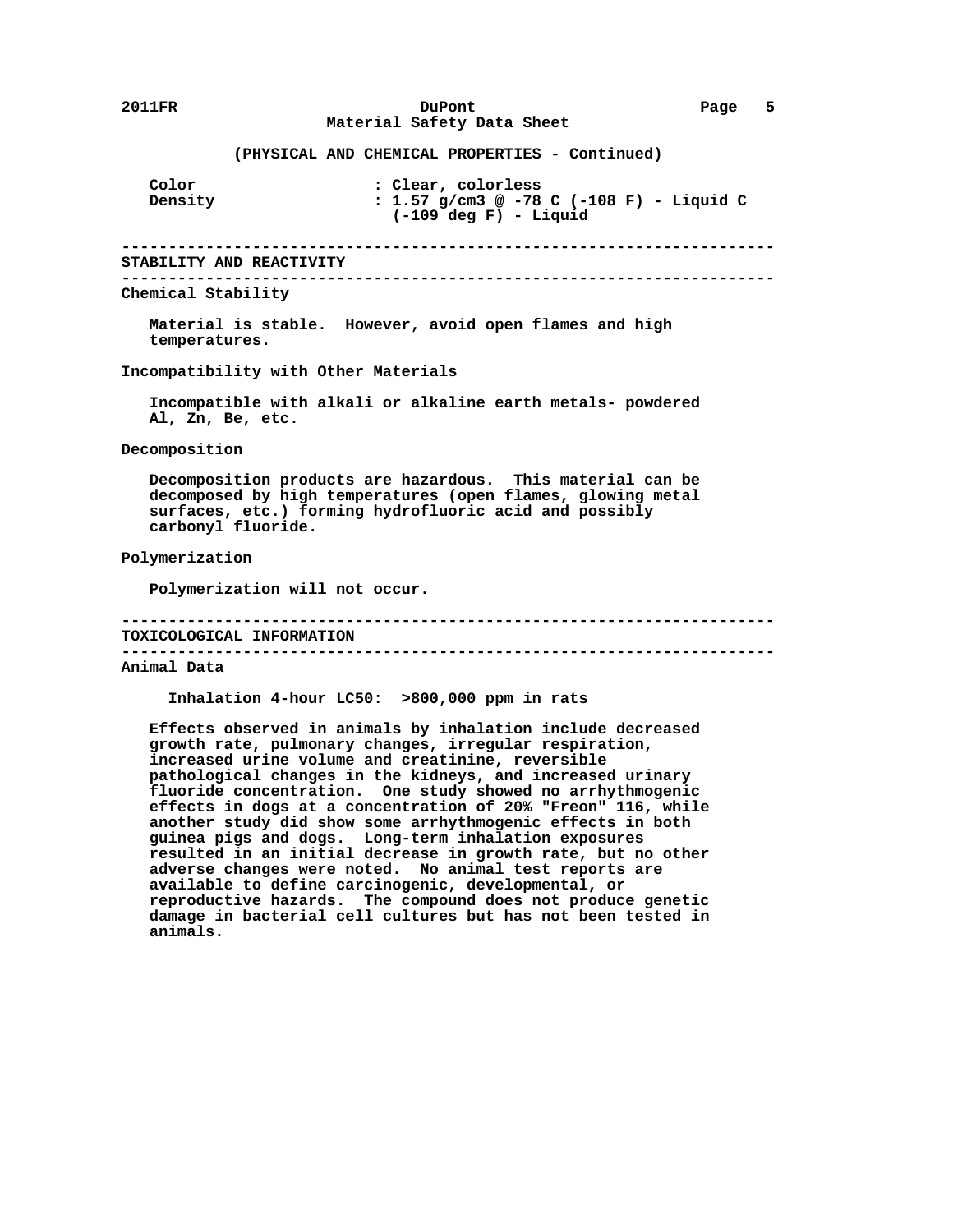(PHYSICAL AND CHEMICAL PROPERTIES - Continued)

| | |
|---|---|
| Color | : Clear, colorless |
| Density | : 1.57 g/cm3 @ -78 C (-108 F) - Liquid C (-109 deg F) - Liquid |

## STABILITY AND REACTIVITY

### Chemical Stability

Material is stable. However, avoid open flames and high temperatures.

### Incompatibility with Other Materials

Incompatible with alkali or alkaline earth metals- powdered Al, Zn, Be, etc.

### Decomposition

Decomposition products are hazardous. This material can be decomposed by high temperatures (open flames, glowing metal surfaces, etc.) forming hydrofluoric acid and possibly carbonyl fluoride.

### Polymerization

Polymerization will not occur.

## TOXICOLOGICAL INFORMATION

### Animal Data

Inhalation 4-hour LC50: >800,000 ppm in rats

Effects observed in animals by inhalation include decreased growth rate, pulmonary changes, irregular respiration, increased urine volume and creatinine, reversible pathological changes in the kidneys, and increased urinary fluoride concentration. One study showed no arrhythmogenic effects in dogs at a concentration of 20% "Freon" 116, while another study did show some arrhythmogenic effects in both guinea pigs and dogs. Long-term inhalation exposures resulted in an initial decrease in growth rate, but no other adverse changes were noted. No animal test reports are available to define carcinogenic, developmental, or reproductive hazards. The compound does not produce genetic damage in bacterial cell cultures but has not been tested in animals.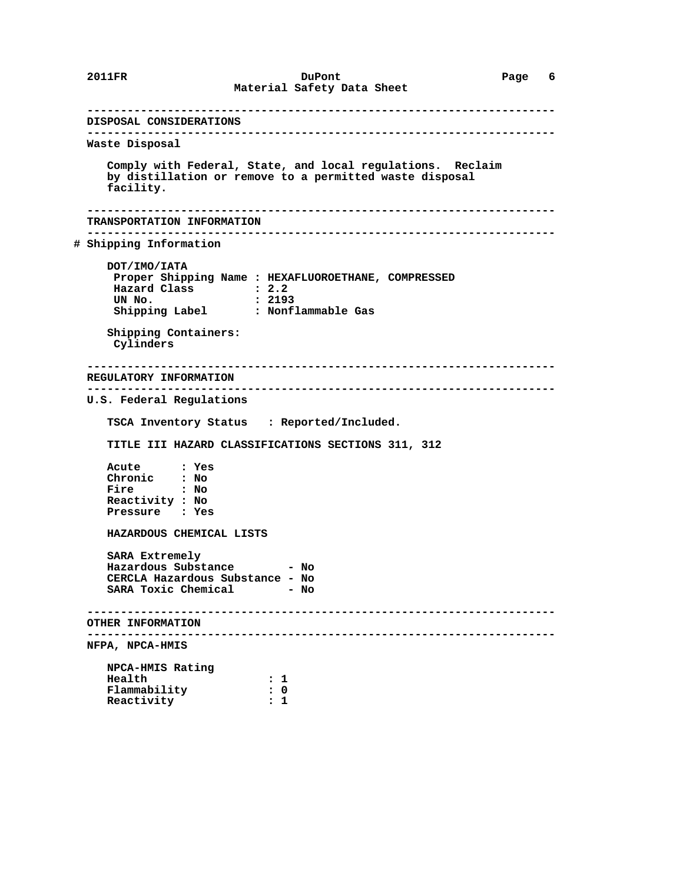## DISPOSAL CONSIDERATIONS

### Waste Disposal

Comply with Federal, State, and local regulations. Reclaim by distillation or remove to a permitted waste disposal facility.

## TRANSPORTATION INFORMATION

### # Shipping Information

DOT/IMO/IATA

Proper Shipping Name : HEXAFLUOROETHANE, COMPRESSED
Hazard Class : 2.2
UN No. : 2193
Shipping Label : Nonflammable Gas

Shipping Containers:
Cylinders

## REGULATORY INFORMATION

### U.S. Federal Regulations

TSCA Inventory Status : Reported/Included.

TITLE III HAZARD CLASSIFICATIONS SECTIONS 311, 312

Acute : Yes
Chronic : No
Fire : No
Reactivity : No
Pressure : Yes

HAZARDOUS CHEMICAL LISTS

SARA Extremely Hazardous Substance - No
CERCLA Hazardous Substance - No
SARA Toxic Chemical - No

## OTHER INFORMATION

### NFPA, NPCA-HMIS

NPCA-HMIS Rating
Health : 1
Flammability : 0
Reactivity : 1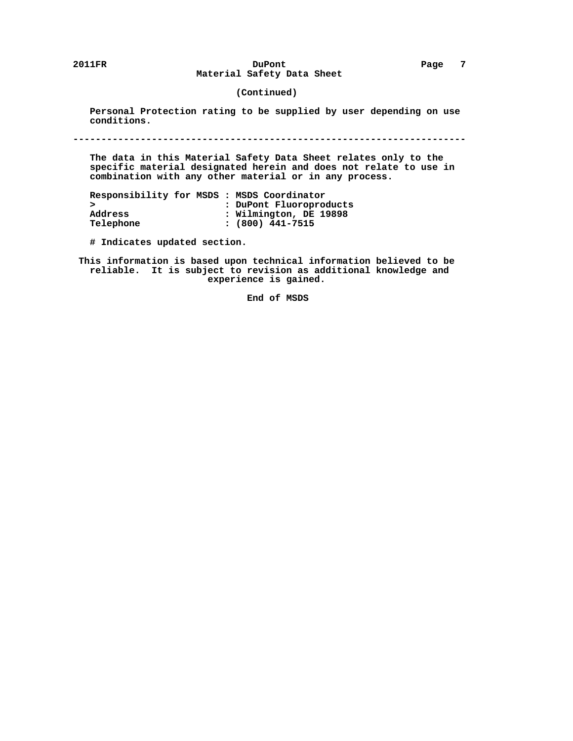(Continued)

Personal Protection rating to be supplied by user depending on use conditions.

---

The data in this Material Safety Data Sheet relates only to the specific material designated herein and does not relate to use in combination with any other material or in any process.

| | |
|---|---|
| Responsibility for MSDS | : MSDS Coordinator |
| > | : DuPont Fluoroproducts |
| Address | : Wilmington, DE 19898 |
| Telephone | : (800) 441-7515 |

# Indicates updated section.

This information is based upon technical information believed to be reliable. It is subject to revision as additional knowledge and experience is gained.

End of MSDS